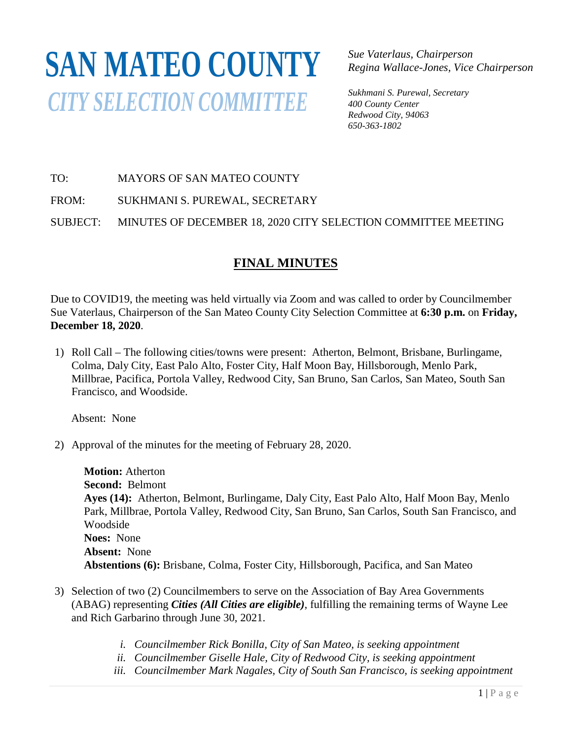# SAN MATEO COUNTY
## *CITY SELECTION COMMITTEE*

*Sue Vaterlaus, Chairperson*
*Regina Wallace-Jones, Vice Chairperson*

*Sukhmani S. Purewal, Secretary*
*400 County Center*
*Redwood City, 94063*
*650-363-1802*

TO: MAYORS OF SAN MATEO COUNTY

FROM: SUKHMANI S. PUREWAL, SECRETARY

SUBJECT: MINUTES OF DECEMBER 18, 2020 CITY SELECTION COMMITTEE MEETING

## FINAL MINUTES

Due to COVID19, the meeting was held virtually via Zoom and was called to order by Councilmember Sue Vaterlaus, Chairperson of the San Mateo County City Selection Committee at **6:30 p.m.** on **Friday, December 18, 2020**.

1) Roll Call – The following cities/towns were present: Atherton, Belmont, Brisbane, Burlingame, Colma, Daly City, East Palo Alto, Foster City, Half Moon Bay, Hillsborough, Menlo Park, Millbrae, Pacifica, Portola Valley, Redwood City, San Bruno, San Carlos, San Mateo, South San Francisco, and Woodside.

   Absent: None

2) Approval of the minutes for the meeting of February 28, 2020.

   **Motion:** Atherton
   **Second:** Belmont
   **Ayes (14):** Atherton, Belmont, Burlingame, Daly City, East Palo Alto, Half Moon Bay, Menlo Park, Millbrae, Portola Valley, Redwood City, San Bruno, San Carlos, South San Francisco, and Woodside
   **Noes:** None
   **Absent:** None
   **Abstentions (6):** Brisbane, Colma, Foster City, Hillsborough, Pacifica, and San Mateo

3) Selection of two (2) Councilmembers to serve on the Association of Bay Area Governments (ABAG) representing ***Cities (All Cities are eligible)***, fulfilling the remaining terms of Wayne Lee and Rich Garbarino through June 30, 2021.

   i. *Councilmember Rick Bonilla, City of San Mateo, is seeking appointment*
   ii. *Councilmember Giselle Hale, City of Redwood City, is seeking appointment*
   iii. *Councilmember Mark Nagales, City of South San Francisco, is seeking appointment*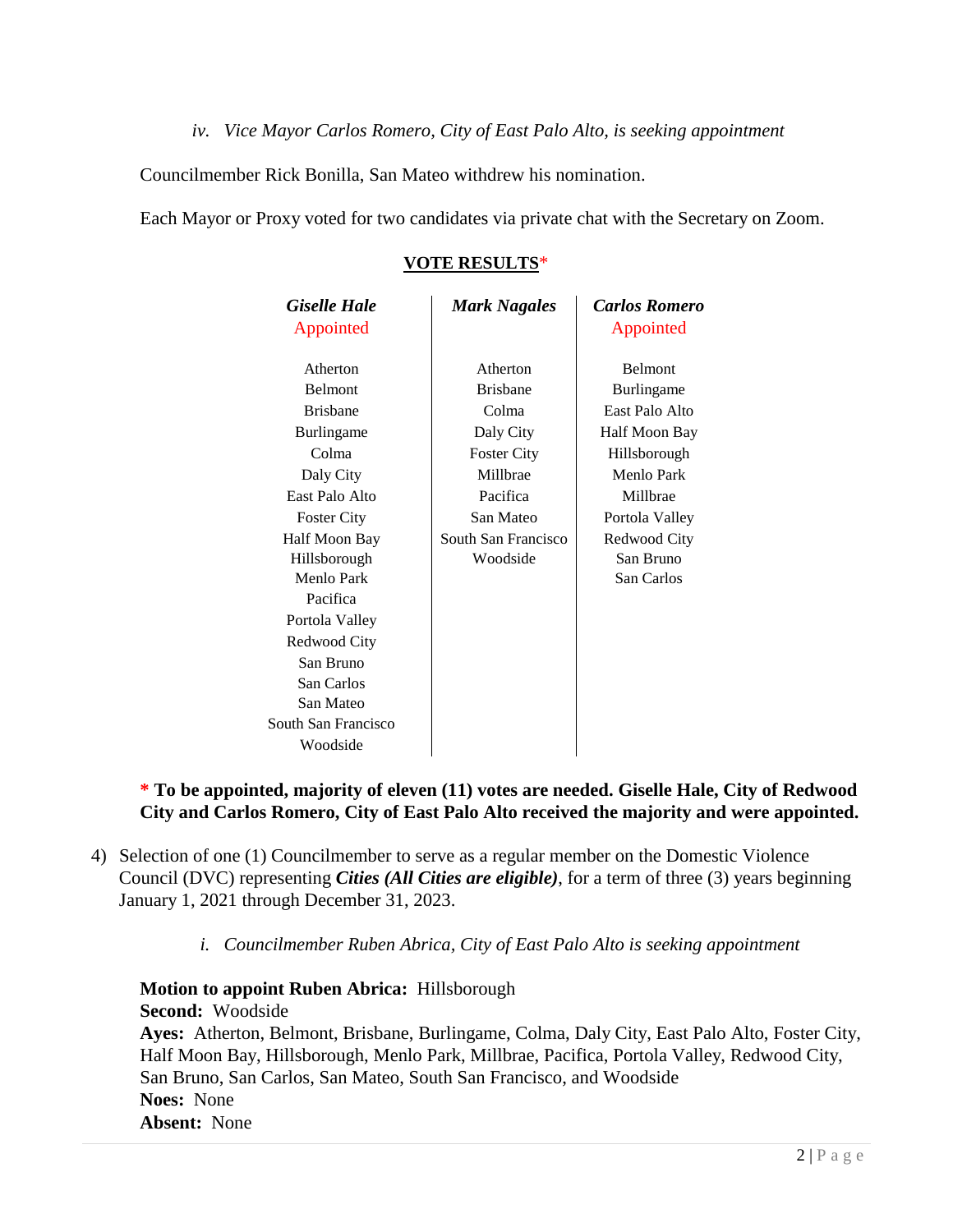*iv. Vice Mayor Carlos Romero, City of East Palo Alto, is seeking appointment*

Councilmember Rick Bonilla, San Mateo withdrew his nomination.

Each Mayor or Proxy voted for two candidates via private chat with the Secretary on Zoom.

**VOTE RESULTS***

| ***Giselle Hale*** Appointed | ***Mark Nagales*** | ***Carlos Romero*** Appointed |
|---|---|---|
| Atherton | Atherton | Belmont |
| Belmont | Brisbane | Burlingame |
| Brisbane | Colma | East Palo Alto |
| Burlingame | Daly City | Half Moon Bay |
| Colma | Foster City | Hillsborough |
| Daly City | Millbrae | Menlo Park |
| East Palo Alto | Pacifica | Millbrae |
| Foster City | San Mateo | Portola Valley |
| Half Moon Bay | South San Francisco | Redwood City |
| Hillsborough | Woodside | San Bruno |
| Menlo Park | | San Carlos |
| Pacifica | | |
| Portola Valley | | |
| Redwood City | | |
| San Bruno | | |
| San Carlos | | |
| San Mateo | | |
| South San Francisco | | |
| Woodside | | |

**\* To be appointed, majority of eleven (11) votes are needed. Giselle Hale, City of Redwood City and Carlos Romero, City of East Palo Alto received the majority and were appointed.**

4) Selection of one (1) Councilmember to serve as a regular member on the Domestic Violence Council (DVC) representing ***Cities (All Cities are eligible)***, for a term of three (3) years beginning January 1, 2021 through December 31, 2023.

   *i. Councilmember Ruben Abrica, City of East Palo Alto is seeking appointment*

**Motion to appoint Ruben Abrica:** Hillsborough
**Second:** Woodside
**Ayes:** Atherton, Belmont, Brisbane, Burlingame, Colma, Daly City, East Palo Alto, Foster City, Half Moon Bay, Hillsborough, Menlo Park, Millbrae, Pacifica, Portola Valley, Redwood City, San Bruno, San Carlos, San Mateo, South San Francisco, and Woodside
**Noes:** None
**Absent:** None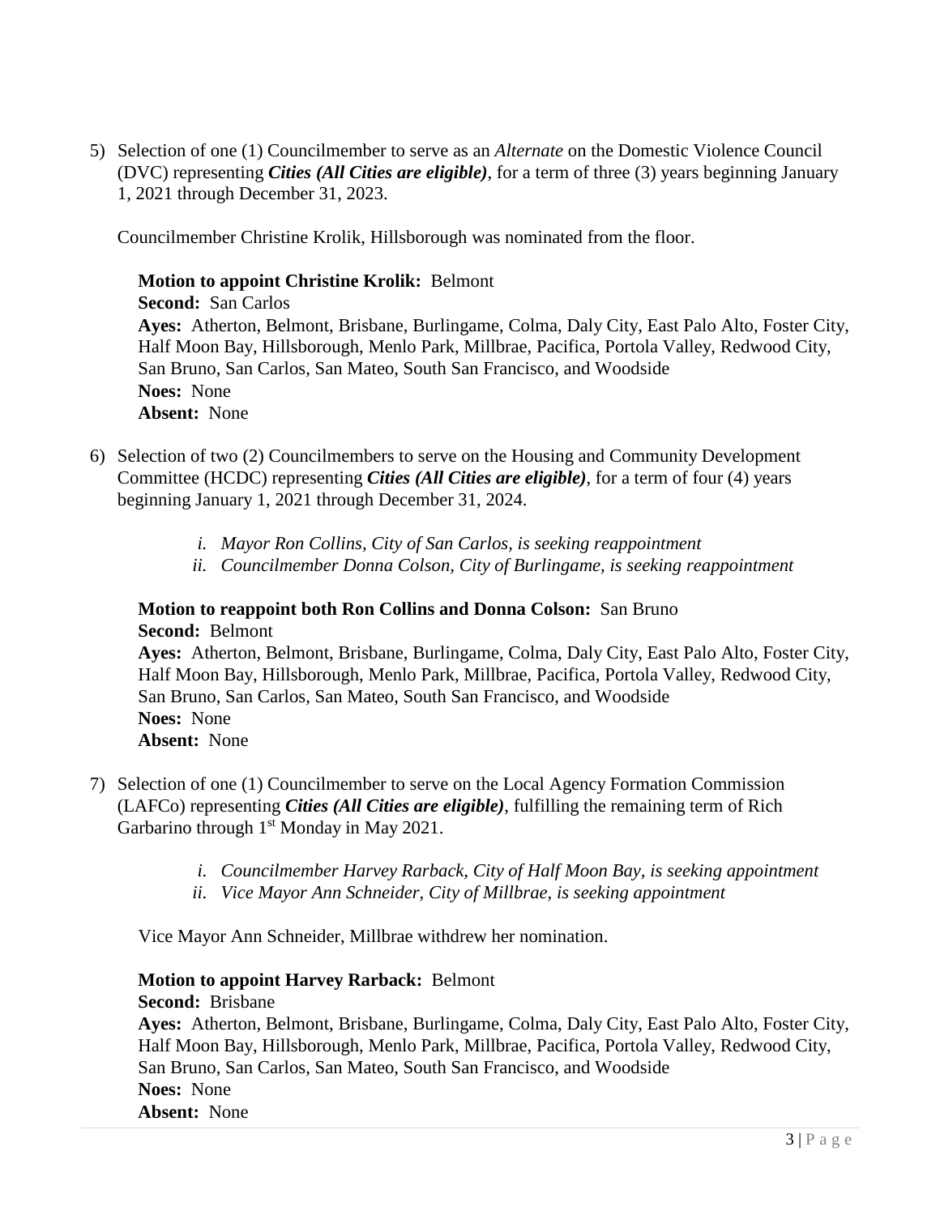5) Selection of one (1) Councilmember to serve as an *Alternate* on the Domestic Violence Council (DVC) representing ***Cities (All Cities are eligible)***, for a term of three (3) years beginning January 1, 2021 through December 31, 2023.

   Councilmember Christine Krolik, Hillsborough was nominated from the floor.

   **Motion to appoint Christine Krolik:** Belmont
   **Second:** San Carlos
   **Ayes:** Atherton, Belmont, Brisbane, Burlingame, Colma, Daly City, East Palo Alto, Foster City, Half Moon Bay, Hillsborough, Menlo Park, Millbrae, Pacifica, Portola Valley, Redwood City, San Bruno, San Carlos, San Mateo, South San Francisco, and Woodside
   **Noes:** None
   **Absent:** None

6) Selection of two (2) Councilmembers to serve on the Housing and Community Development Committee (HCDC) representing ***Cities (All Cities are eligible)***, for a term of four (4) years beginning January 1, 2021 through December 31, 2024.

   i. *Mayor Ron Collins, City of San Carlos, is seeking reappointment*
   ii. *Councilmember Donna Colson, City of Burlingame, is seeking reappointment*

   **Motion to reappoint both Ron Collins and Donna Colson:** San Bruno
   **Second:** Belmont
   **Ayes:** Atherton, Belmont, Brisbane, Burlingame, Colma, Daly City, East Palo Alto, Foster City, Half Moon Bay, Hillsborough, Menlo Park, Millbrae, Pacifica, Portola Valley, Redwood City, San Bruno, San Carlos, San Mateo, South San Francisco, and Woodside
   **Noes:** None
   **Absent:** None

7) Selection of one (1) Councilmember to serve on the Local Agency Formation Commission (LAFCo) representing ***Cities (All Cities are eligible)***, fulfilling the remaining term of Rich Garbarino through 1st Monday in May 2021.

   i. *Councilmember Harvey Rarback, City of Half Moon Bay, is seeking appointment*
   ii. *Vice Mayor Ann Schneider, City of Millbrae, is seeking appointment*

   Vice Mayor Ann Schneider, Millbrae withdrew her nomination.

   **Motion to appoint Harvey Rarback:** Belmont
   **Second:** Brisbane
   **Ayes:** Atherton, Belmont, Brisbane, Burlingame, Colma, Daly City, East Palo Alto, Foster City, Half Moon Bay, Hillsborough, Menlo Park, Millbrae, Pacifica, Portola Valley, Redwood City, San Bruno, San Carlos, San Mateo, South San Francisco, and Woodside
   **Noes:** None
   **Absent:** None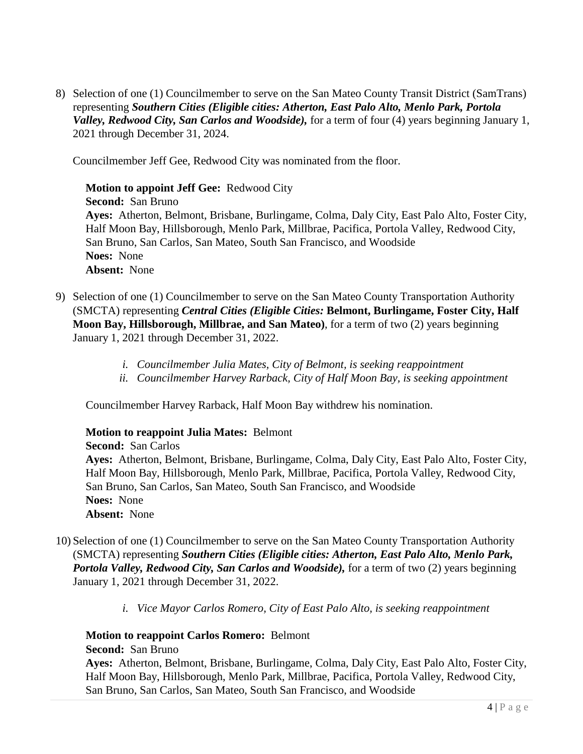8) Selection of one (1) Councilmember to serve on the San Mateo County Transit District (SamTrans) representing ***Southern Cities (Eligible cities: Atherton, East Palo Alto, Menlo Park, Portola Valley, Redwood City, San Carlos and Woodside),*** for a term of four (4) years beginning January 1, 2021 through December 31, 2024.

   Councilmember Jeff Gee, Redwood City was nominated from the floor.

   **Motion to appoint Jeff Gee:** Redwood City
   **Second:** San Bruno
   **Ayes:** Atherton, Belmont, Brisbane, Burlingame, Colma, Daly City, East Palo Alto, Foster City, Half Moon Bay, Hillsborough, Menlo Park, Millbrae, Pacifica, Portola Valley, Redwood City, San Bruno, San Carlos, San Mateo, South San Francisco, and Woodside
   **Noes:** None
   **Absent:** None

9) Selection of one (1) Councilmember to serve on the San Mateo County Transportation Authority (SMCTA) representing ***Central Cities (Eligible Cities:*** **Belmont, Burlingame, Foster City, Half Moon Bay, Hillsborough, Millbrae, and San Mateo)**, for a term of two (2) years beginning January 1, 2021 through December 31, 2022.

   i. *Councilmember Julia Mates, City of Belmont, is seeking reappointment*
   ii. *Councilmember Harvey Rarback, City of Half Moon Bay, is seeking appointment*

   Councilmember Harvey Rarback, Half Moon Bay withdrew his nomination.

   **Motion to reappoint Julia Mates:** Belmont
   **Second:** San Carlos
   **Ayes:** Atherton, Belmont, Brisbane, Burlingame, Colma, Daly City, East Palo Alto, Foster City, Half Moon Bay, Hillsborough, Menlo Park, Millbrae, Pacifica, Portola Valley, Redwood City, San Bruno, San Carlos, San Mateo, South San Francisco, and Woodside
   **Noes:** None
   **Absent:** None

10) Selection of one (1) Councilmember to serve on the San Mateo County Transportation Authority (SMCTA) representing ***Southern Cities (Eligible cities: Atherton, East Palo Alto, Menlo Park, Portola Valley, Redwood City, San Carlos and Woodside),*** for a term of two (2) years beginning January 1, 2021 through December 31, 2022.

   i. *Vice Mayor Carlos Romero, City of East Palo Alto, is seeking reappointment*

   **Motion to reappoint Carlos Romero:** Belmont
   **Second:** San Bruno
   **Ayes:** Atherton, Belmont, Brisbane, Burlingame, Colma, Daly City, East Palo Alto, Foster City, Half Moon Bay, Hillsborough, Menlo Park, Millbrae, Pacifica, Portola Valley, Redwood City, San Bruno, San Carlos, San Mateo, South San Francisco, and Woodside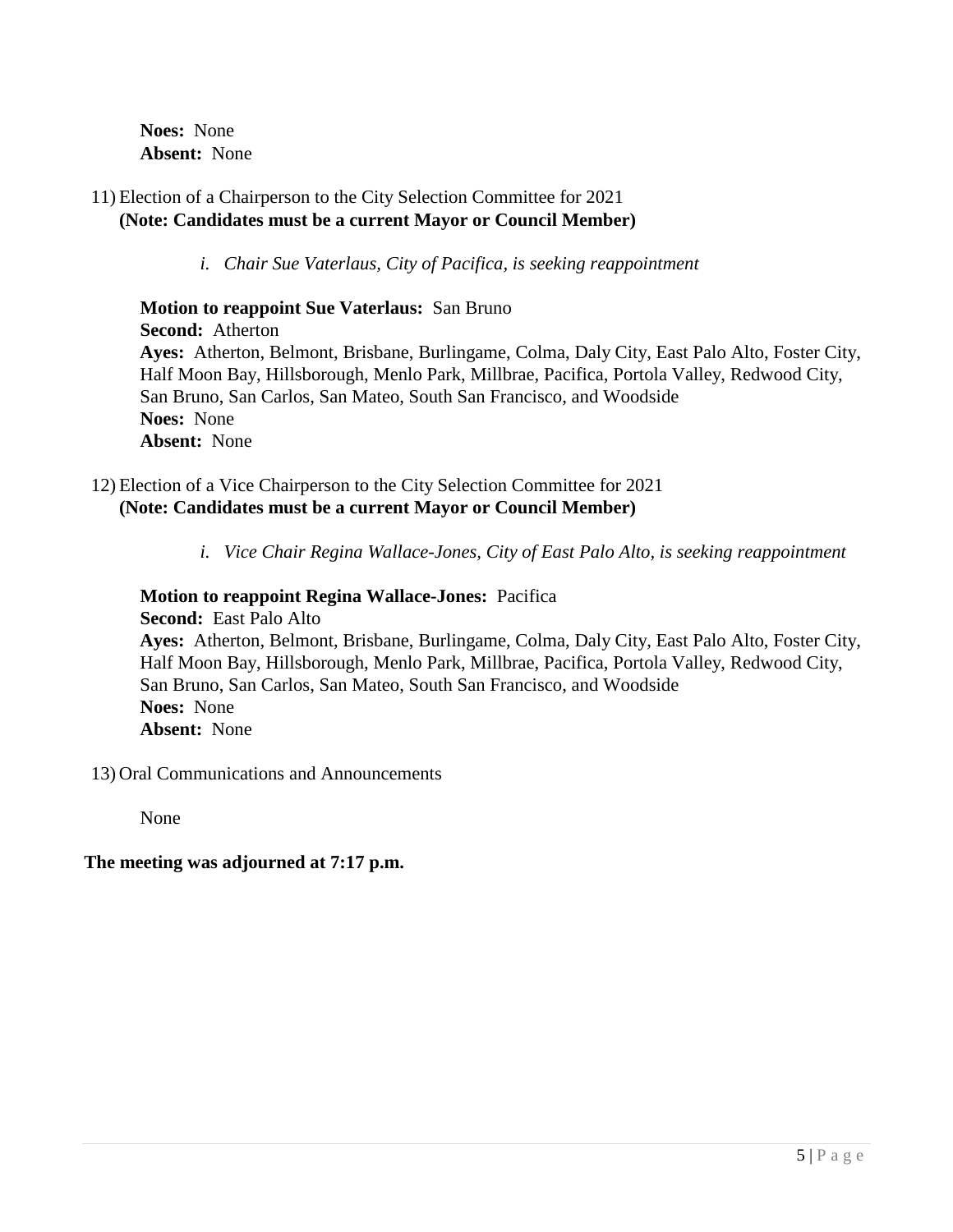**Noes:** None
**Absent:** None

11) Election of a Chairperson to the City Selection Committee for 2021
**(Note: Candidates must be a current Mayor or Council Member)**

   i. *Chair Sue Vaterlaus, City of Pacifica, is seeking reappointment*

**Motion to reappoint Sue Vaterlaus:** San Bruno
**Second:** Atherton
**Ayes:** Atherton, Belmont, Brisbane, Burlingame, Colma, Daly City, East Palo Alto, Foster City, Half Moon Bay, Hillsborough, Menlo Park, Millbrae, Pacifica, Portola Valley, Redwood City, San Bruno, San Carlos, San Mateo, South San Francisco, and Woodside
**Noes:** None
**Absent:** None

12) Election of a Vice Chairperson to the City Selection Committee for 2021
**(Note: Candidates must be a current Mayor or Council Member)**

   i. *Vice Chair Regina Wallace-Jones, City of East Palo Alto, is seeking reappointment*

**Motion to reappoint Regina Wallace-Jones:** Pacifica
**Second:** East Palo Alto
**Ayes:** Atherton, Belmont, Brisbane, Burlingame, Colma, Daly City, East Palo Alto, Foster City, Half Moon Bay, Hillsborough, Menlo Park, Millbrae, Pacifica, Portola Valley, Redwood City, San Bruno, San Carlos, San Mateo, South San Francisco, and Woodside
**Noes:** None
**Absent:** None

13) Oral Communications and Announcements

None

**The meeting was adjourned at 7:17 p.m.**